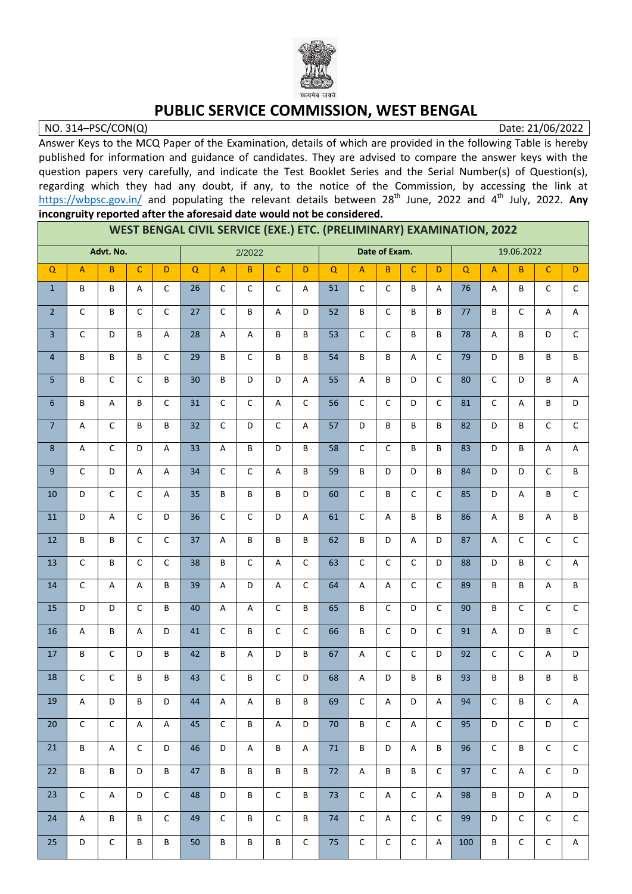# PUBLIC SERVICE COMMISSION, WEST BENGAL

NO. 314–PSC/CON(Q) Date: 21/06/2022

Answer Keys to the MCQ Paper of the Examination, details of which are provided in the following Table is hereby published for information and guidance of candidates. They are advised to compare the answer keys with the question papers very carefully, and indicate the Test Booklet Series and the Serial Number(s) of Question(s), regarding which they had any doubt, if any, to the notice of the Commission, by accessing the link at https://wbpsc.gov.in/ and populating the relevant details between 28th June, 2022 and 4th July, 2022. **Any incongruity reported after the aforesaid date would not be considered.**

## WEST BENGAL CIVIL SERVICE (EXE.) ETC. (PRELIMINARY) EXAMINATION, 2022

| Advt. No. | | | | | 2/2022 | | | | | Date of Exam. | | | | | 19.06.2022 | | | | |
|---|---|---|---|---|---|---|---|---|---|---|---|---|---|---|---|---|---|---|---|
| Q | A | B | C | D | Q | A | B | C | D | Q | A | B | C | D | Q | A | B | C | D |
| 1 | B | B | A | C | 26 | C | C | C | A | 51 | C | C | B | A | 76 | A | B | C | C |
| 2 | C | B | C | C | 27 | C | B | A | D | 52 | B | C | B | B | 77 | B | C | A | A |
| 3 | C | D | B | A | 28 | A | A | B | B | 53 | C | C | B | B | 78 | A | B | D | C |
| 4 | B | B | B | C | 29 | B | C | B | B | 54 | B | B | A | C | 79 | D | B | B | B |
| 5 | B | C | C | B | 30 | B | D | D | A | 55 | A | B | D | C | 80 | C | D | B | A |
| 6 | B | A | B | C | 31 | C | C | A | C | 56 | C | C | D | C | 81 | C | A | B | D |
| 7 | A | C | B | B | 32 | C | D | C | A | 57 | D | B | B | B | 82 | D | B | C | C |
| 8 | A | C | D | A | 33 | A | B | D | B | 58 | C | C | B | B | 83 | D | B | A | A |
| 9 | C | D | A | A | 34 | C | C | A | B | 59 | B | D | D | B | 84 | D | D | C | B |
| 10 | D | C | C | A | 35 | B | B | B | D | 60 | C | B | C | C | 85 | D | A | B | C |
| 11 | D | A | C | D | 36 | C | C | D | A | 61 | C | A | B | B | 86 | A | B | A | B |
| 12 | B | B | C | C | 37 | A | B | B | B | 62 | B | D | A | D | 87 | A | C | C | C |
| 13 | C | B | C | C | 38 | B | C | A | C | 63 | C | C | C | D | 88 | D | B | C | A |
| 14 | C | A | A | B | 39 | A | D | A | C | 64 | A | A | C | C | 89 | B | B | A | B |
| 15 | D | D | C | B | 40 | A | A | C | B | 65 | B | C | D | C | 90 | B | C | C | C |
| 16 | A | B | A | D | 41 | C | B | C | C | 66 | B | C | D | C | 91 | A | D | B | C |
| 17 | B | C | D | B | 42 | B | A | D | B | 67 | A | C | C | D | 92 | C | C | A | D |
| 18 | C | C | B | B | 43 | C | B | C | D | 68 | A | D | B | B | 93 | B | B | B | B |
| 19 | A | D | B | D | 44 | A | A | B | B | 69 | C | A | D | A | 94 | C | B | C | A |
| 20 | C | C | A | A | 45 | C | B | A | D | 70 | B | C | A | C | 95 | D | C | D | C |
| 21 | B | A | C | D | 46 | D | A | B | A | 71 | B | D | A | B | 96 | C | B | C | C |
| 22 | B | B | D | B | 47 | B | B | B | B | 72 | A | B | B | C | 97 | C | A | C | D |
| 23 | C | A | D | C | 48 | D | B | C | B | 73 | C | A | C | A | 98 | B | D | A | D |
| 24 | A | B | B | C | 49 | C | B | C | B | 74 | C | A | C | C | 99 | D | C | C | C |
| 25 | D | C | B | B | 50 | B | B | B | C | 75 | C | C | C | A | 100 | B | C | C | A |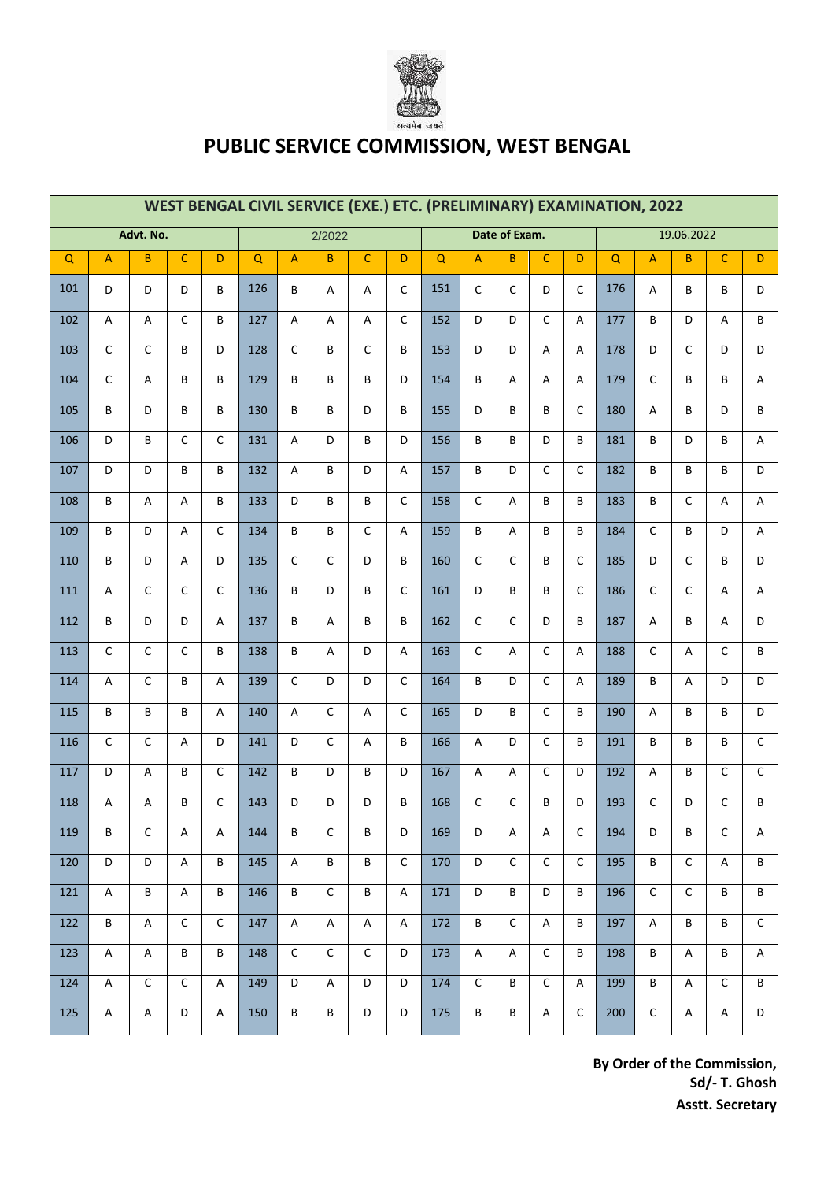# PUBLIC SERVICE COMMISSION, WEST BENGAL

| WEST BENGAL CIVIL SERVICE (EXE.) ETC. (PRELIMINARY) EXAMINATION, 2022 | | | | | | | | | | | | | | | | | | | |
|---|---|---|---|---|---|---|---|---|---|---|---|---|---|---|---|---|---|---|---|
| Advt. No. | | | | | 2/2022 | | | | | Date of Exam. | | | | | 19.06.2022 | | | | |
| Q | A | B | C | D | Q | A | B | C | D | Q | A | B | C | D | Q | A | B | C | D |
| 101 | D | D | D | B | 126 | B | A | A | C | 151 | C | C | D | C | 176 | A | B | B | D |
| 102 | A | A | C | B | 127 | A | A | A | C | 152 | D | D | C | A | 177 | B | D | A | B |
| 103 | C | C | B | D | 128 | C | B | C | B | 153 | D | D | A | A | 178 | D | C | D | D |
| 104 | C | A | B | B | 129 | B | B | B | D | 154 | B | A | A | A | 179 | C | B | B | A |
| 105 | B | D | B | B | 130 | B | B | D | B | 155 | D | B | B | C | 180 | A | B | D | B |
| 106 | D | B | C | C | 131 | A | D | B | D | 156 | B | B | D | B | 181 | B | D | B | A |
| 107 | D | D | B | B | 132 | A | B | D | A | 157 | B | D | C | C | 182 | B | B | B | D |
| 108 | B | A | A | B | 133 | D | B | B | C | 158 | C | A | B | B | 183 | B | C | A | A |
| 109 | B | D | A | C | 134 | B | B | C | A | 159 | B | A | B | B | 184 | C | B | D | A |
| 110 | B | D | A | D | 135 | C | C | D | B | 160 | C | C | B | C | 185 | D | C | B | D |
| 111 | A | C | C | C | 136 | B | D | B | C | 161 | D | B | B | C | 186 | C | C | A | A |
| 112 | B | D | D | A | 137 | B | A | B | B | 162 | C | C | D | B | 187 | A | B | A | D |
| 113 | C | C | C | B | 138 | B | A | D | A | 163 | C | A | C | A | 188 | C | A | C | B |
| 114 | A | C | B | A | 139 | C | D | D | C | 164 | B | D | C | A | 189 | B | A | D | D |
| 115 | B | B | B | A | 140 | A | C | A | C | 165 | D | B | C | B | 190 | A | B | B | D |
| 116 | C | C | A | D | 141 | D | C | A | B | 166 | A | D | C | B | 191 | B | B | B | C |
| 117 | D | A | B | C | 142 | B | D | B | D | 167 | A | A | C | D | 192 | A | B | C | C |
| 118 | A | A | B | C | 143 | D | D | D | B | 168 | C | C | B | D | 193 | C | D | C | B |
| 119 | B | C | A | A | 144 | B | C | B | D | 169 | D | A | A | C | 194 | D | B | C | A |
| 120 | D | D | A | B | 145 | A | B | B | C | 170 | D | C | C | C | 195 | B | C | A | B |
| 121 | A | B | A | B | 146 | B | C | B | A | 171 | D | B | D | B | 196 | C | C | B | B |
| 122 | B | A | C | C | 147 | A | A | A | A | 172 | B | C | A | B | 197 | A | B | B | C |
| 123 | A | A | B | B | 148 | C | C | C | D | 173 | A | A | C | B | 198 | B | A | B | A |
| 124 | A | C | C | A | 149 | D | A | D | D | 174 | C | B | C | A | 199 | B | A | C | B |
| 125 | A | A | D | A | 150 | B | B | D | D | 175 | B | B | A | C | 200 | C | A | A | D |

**By Order of the Commission,**
**Sd/- T. Ghosh**
**Asstt. Secretary**